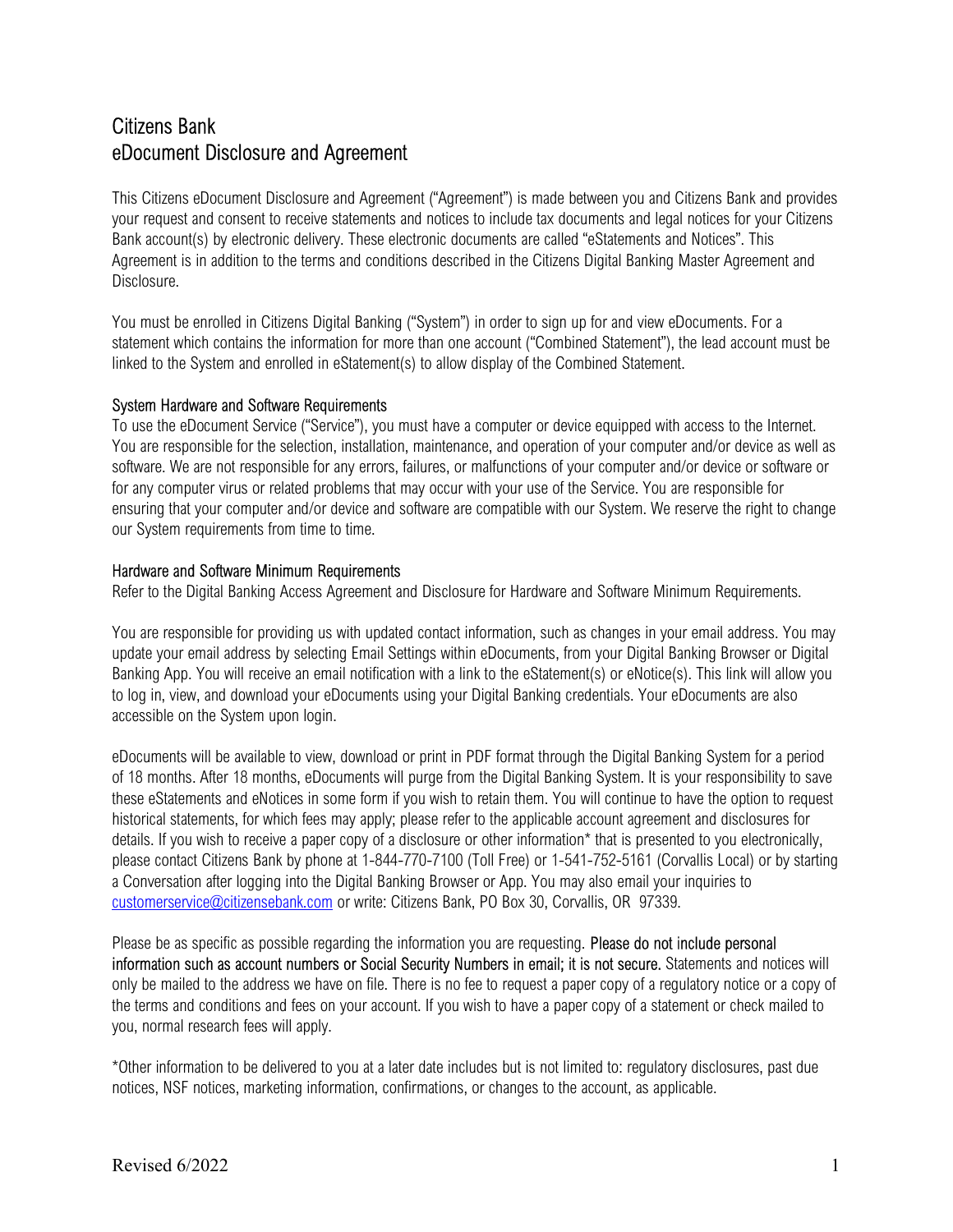# Citizens Bank
# eDocument Disclosure and Agreement

This Citizens eDocument Disclosure and Agreement ("Agreement") is made between you and Citizens Bank and provides your request and consent to receive statements and notices to include tax documents and legal notices for your Citizens Bank account(s) by electronic delivery. These electronic documents are called "eStatements and Notices". This Agreement is in addition to the terms and conditions described in the Citizens Digital Banking Master Agreement and Disclosure.

You must be enrolled in Citizens Digital Banking ("System") in order to sign up for and view eDocuments. For a statement which contains the information for more than one account ("Combined Statement"), the lead account must be linked to the System and enrolled in eStatement(s) to allow display of the Combined Statement.

### System Hardware and Software Requirements

To use the eDocument Service ("Service"), you must have a computer or device equipped with access to the Internet. You are responsible for the selection, installation, maintenance, and operation of your computer and/or device as well as software. We are not responsible for any errors, failures, or malfunctions of your computer and/or device or software or for any computer virus or related problems that may occur with your use of the Service. You are responsible for ensuring that your computer and/or device and software are compatible with our System. We reserve the right to change our System requirements from time to time.

### Hardware and Software Minimum Requirements

Refer to the Digital Banking Access Agreement and Disclosure for Hardware and Software Minimum Requirements.

You are responsible for providing us with updated contact information, such as changes in your email address. You may update your email address by selecting Email Settings within eDocuments, from your Digital Banking Browser or Digital Banking App. You will receive an email notification with a link to the eStatement(s) or eNotice(s). This link will allow you to log in, view, and download your eDocuments using your Digital Banking credentials. Your eDocuments are also accessible on the System upon login.

eDocuments will be available to view, download or print in PDF format through the Digital Banking System for a period of 18 months. After 18 months, eDocuments will purge from the Digital Banking System. It is your responsibility to save these eStatements and eNotices in some form if you wish to retain them. You will continue to have the option to request historical statements, for which fees may apply; please refer to the applicable account agreement and disclosures for details. If you wish to receive a paper copy of a disclosure or other information* that is presented to you electronically, please contact Citizens Bank by phone at 1-844-770-7100 (Toll Free) or 1-541-752-5161 (Corvallis Local) or by starting a Conversation after logging into the Digital Banking Browser or App. You may also email your inquiries to [customerservice@citizensebank.com](mailto:customerservice@citizensebank.com) or write: Citizens Bank, PO Box 30, Corvallis, OR 97339.

Please be as specific as possible regarding the information you are requesting. **Please do not include personal information such as account numbers or Social Security Numbers in email; it is not secure.** Statements and notices will only be mailed to the address we have on file. There is no fee to request a paper copy of a regulatory notice or a copy of the terms and conditions and fees on your account. If you wish to have a paper copy of a statement or check mailed to you, normal research fees will apply.

*Other information to be delivered to you at a later date includes but is not limited to: regulatory disclosures, past due notices, NSF notices, marketing information, confirmations, or changes to the account, as applicable.

Revised 6/2022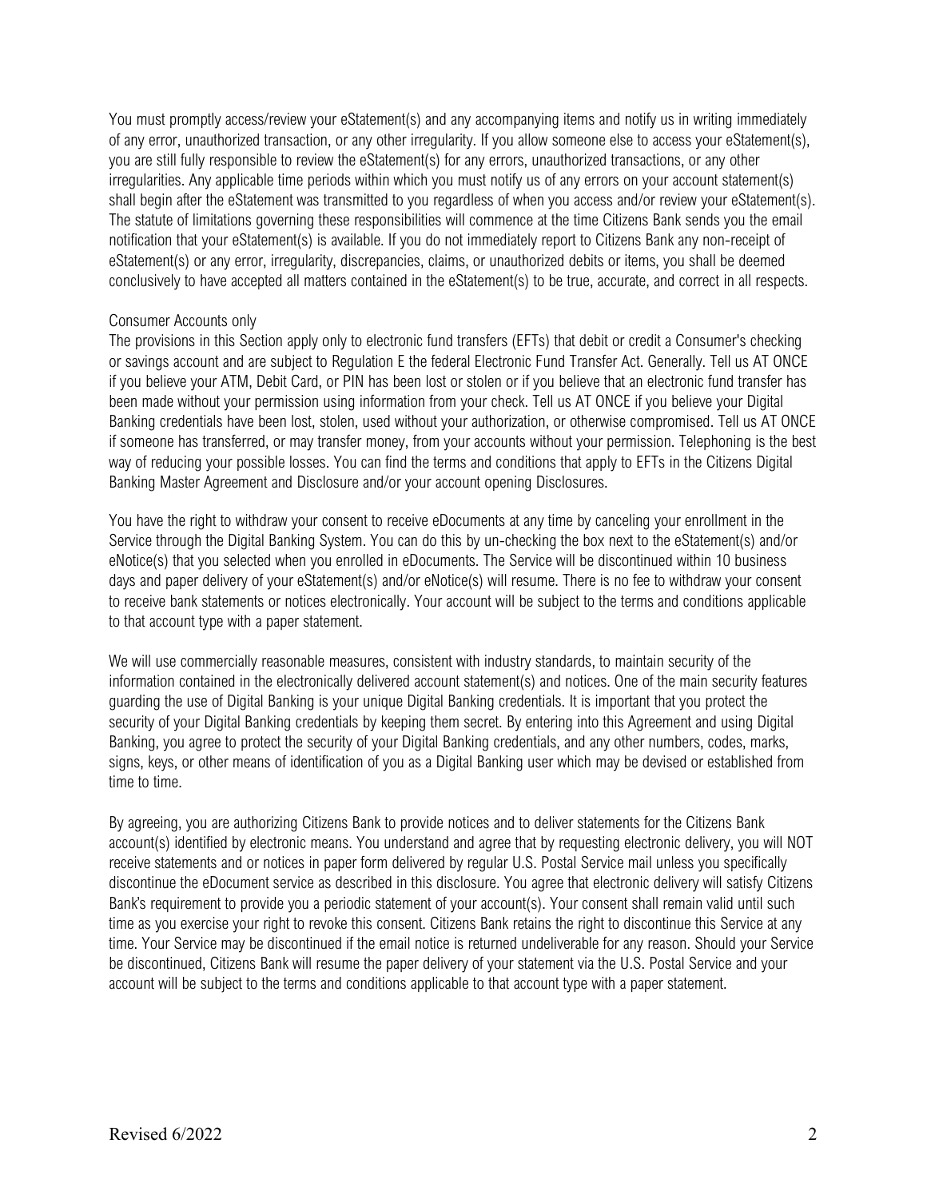You must promptly access/review your eStatement(s) and any accompanying items and notify us in writing immediately of any error, unauthorized transaction, or any other irregularity. If you allow someone else to access your eStatement(s), you are still fully responsible to review the eStatement(s) for any errors, unauthorized transactions, or any other irregularities. Any applicable time periods within which you must notify us of any errors on your account statement(s) shall begin after the eStatement was transmitted to you regardless of when you access and/or review your eStatement(s). The statute of limitations governing these responsibilities will commence at the time Citizens Bank sends you the email notification that your eStatement(s) is available. If you do not immediately report to Citizens Bank any non-receipt of eStatement(s) or any error, irregularity, discrepancies, claims, or unauthorized debits or items, you shall be deemed conclusively to have accepted all matters contained in the eStatement(s) to be true, accurate, and correct in all respects.

Consumer Accounts only

The provisions in this Section apply only to electronic fund transfers (EFTs) that debit or credit a Consumer's checking or savings account and are subject to Regulation E the federal Electronic Fund Transfer Act. Generally. Tell us AT ONCE if you believe your ATM, Debit Card, or PIN has been lost or stolen or if you believe that an electronic fund transfer has been made without your permission using information from your check. Tell us AT ONCE if you believe your Digital Banking credentials have been lost, stolen, used without your authorization, or otherwise compromised. Tell us AT ONCE if someone has transferred, or may transfer money, from your accounts without your permission. Telephoning is the best way of reducing your possible losses. You can find the terms and conditions that apply to EFTs in the Citizens Digital Banking Master Agreement and Disclosure and/or your account opening Disclosures.

You have the right to withdraw your consent to receive eDocuments at any time by canceling your enrollment in the Service through the Digital Banking System. You can do this by un-checking the box next to the eStatement(s) and/or eNotice(s) that you selected when you enrolled in eDocuments. The Service will be discontinued within 10 business days and paper delivery of your eStatement(s) and/or eNotice(s) will resume. There is no fee to withdraw your consent to receive bank statements or notices electronically. Your account will be subject to the terms and conditions applicable to that account type with a paper statement.

We will use commercially reasonable measures, consistent with industry standards, to maintain security of the information contained in the electronically delivered account statement(s) and notices. One of the main security features guarding the use of Digital Banking is your unique Digital Banking credentials. It is important that you protect the security of your Digital Banking credentials by keeping them secret. By entering into this Agreement and using Digital Banking, you agree to protect the security of your Digital Banking credentials, and any other numbers, codes, marks, signs, keys, or other means of identification of you as a Digital Banking user which may be devised or established from time to time.

By agreeing, you are authorizing Citizens Bank to provide notices and to deliver statements for the Citizens Bank account(s) identified by electronic means. You understand and agree that by requesting electronic delivery, you will NOT receive statements and or notices in paper form delivered by regular U.S. Postal Service mail unless you specifically discontinue the eDocument service as described in this disclosure. You agree that electronic delivery will satisfy Citizens Bank's requirement to provide you a periodic statement of your account(s). Your consent shall remain valid until such time as you exercise your right to revoke this consent. Citizens Bank retains the right to discontinue this Service at any time. Your Service may be discontinued if the email notice is returned undeliverable for any reason. Should your Service be discontinued, Citizens Bank will resume the paper delivery of your statement via the U.S. Postal Service and your account will be subject to the terms and conditions applicable to that account type with a paper statement.

Revised 6/2022